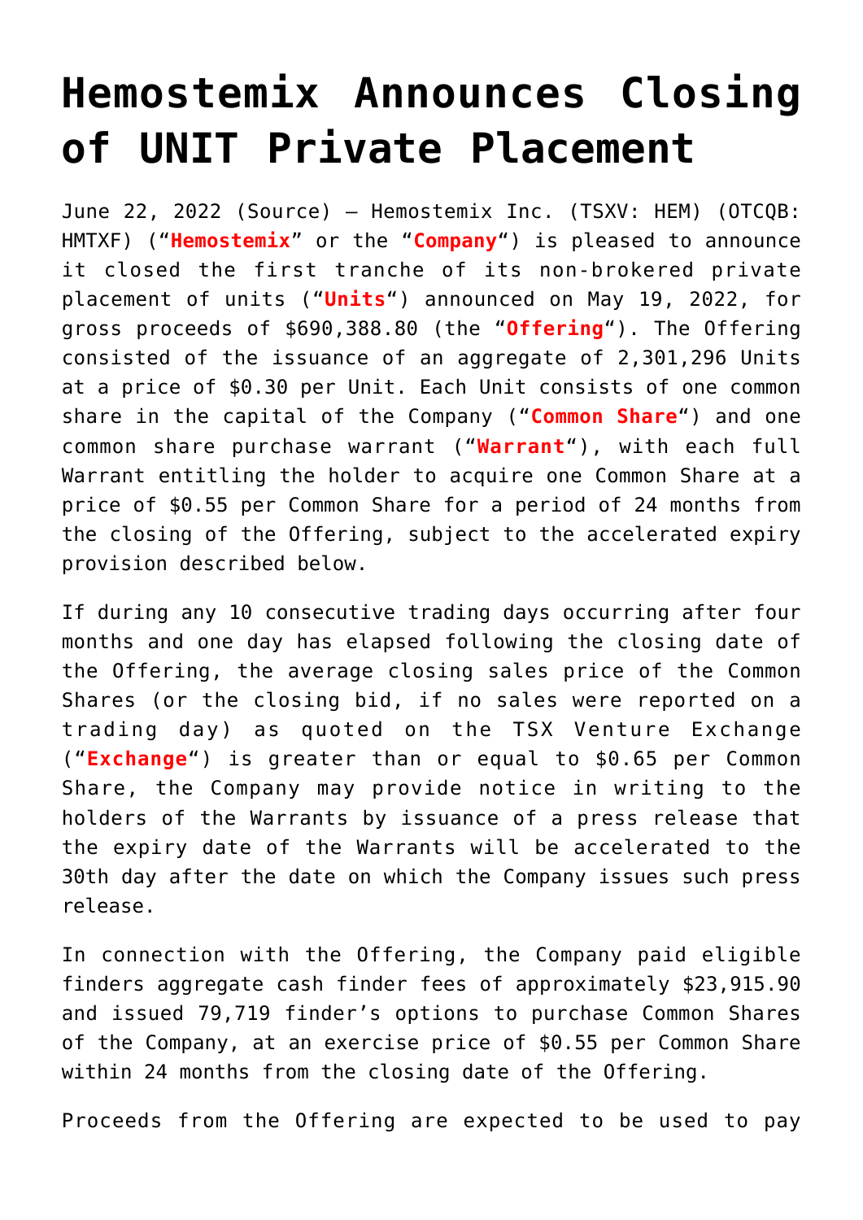# Hemostemix Announces Closing of UNIT Private Placement

June 22, 2022 (Source) – Hemostemix Inc. (TSXV: HEM) (OTCQB: HMTXF) ("**Hemostemix**" or the "**Company**") is pleased to announce it closed the first tranche of its non-brokered private placement of units ("**Units**") announced on May 19, 2022, for gross proceeds of $690,388.80 (the "**Offering**"). The Offering consisted of the issuance of an aggregate of 2,301,296 Units at a price of $0.30 per Unit. Each Unit consists of one common share in the capital of the Company ("**Common Share**") and one common share purchase warrant ("**Warrant**"), with each full Warrant entitling the holder to acquire one Common Share at a price of $0.55 per Common Share for a period of 24 months from the closing of the Offering, subject to the accelerated expiry provision described below.

If during any 10 consecutive trading days occurring after four months and one day has elapsed following the closing date of the Offering, the average closing sales price of the Common Shares (or the closing bid, if no sales were reported on a trading day) as quoted on the TSX Venture Exchange ("**Exchange**") is greater than or equal to $0.65 per Common Share, the Company may provide notice in writing to the holders of the Warrants by issuance of a press release that the expiry date of the Warrants will be accelerated to the 30th day after the date on which the Company issues such press release.

In connection with the Offering, the Company paid eligible finders aggregate cash finder fees of approximately $23,915.90 and issued 79,719 finder's options to purchase Common Shares of the Company, at an exercise price of $0.55 per Common Share within 24 months from the closing date of the Offering.

Proceeds from the Offering are expected to be used to pay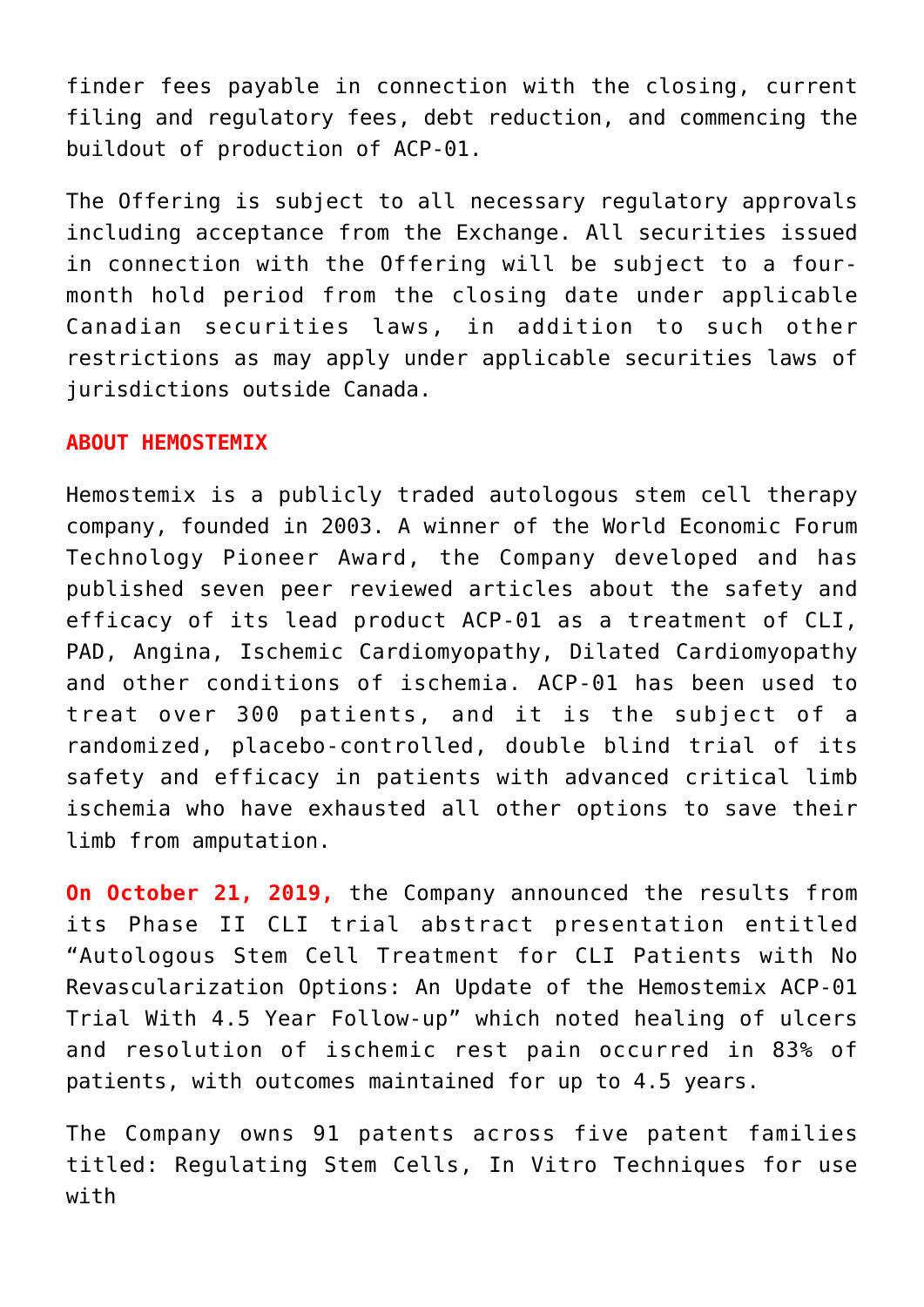finder fees payable in connection with the closing, current filing and regulatory fees, debt reduction, and commencing the buildout of production of ACP-01.

The Offering is subject to all necessary regulatory approvals including acceptance from the Exchange. All securities issued in connection with the Offering will be subject to a four-month hold period from the closing date under applicable Canadian securities laws, in addition to such other restrictions as may apply under applicable securities laws of jurisdictions outside Canada.

**ABOUT HEMOSTEMIX**

Hemostemix is a publicly traded autologous stem cell therapy company, founded in 2003. A winner of the World Economic Forum Technology Pioneer Award, the Company developed and has published seven peer reviewed articles about the safety and efficacy of its lead product ACP-01 as a treatment of CLI, PAD, Angina, Ischemic Cardiomyopathy, Dilated Cardiomyopathy and other conditions of ischemia. ACP-01 has been used to treat over 300 patients, and it is the subject of a randomized, placebo-controlled, double blind trial of its safety and efficacy in patients with advanced critical limb ischemia who have exhausted all other options to save their limb from amputation.

**On October 21, 2019,** the Company announced the results from its Phase II CLI trial abstract presentation entitled "Autologous Stem Cell Treatment for CLI Patients with No Revascularization Options: An Update of the Hemostemix ACP-01 Trial With 4.5 Year Follow-up" which noted healing of ulcers and resolution of ischemic rest pain occurred in 83% of patients, with outcomes maintained for up to 4.5 years.

The Company owns 91 patents across five patent families titled: Regulating Stem Cells, In Vitro Techniques for use with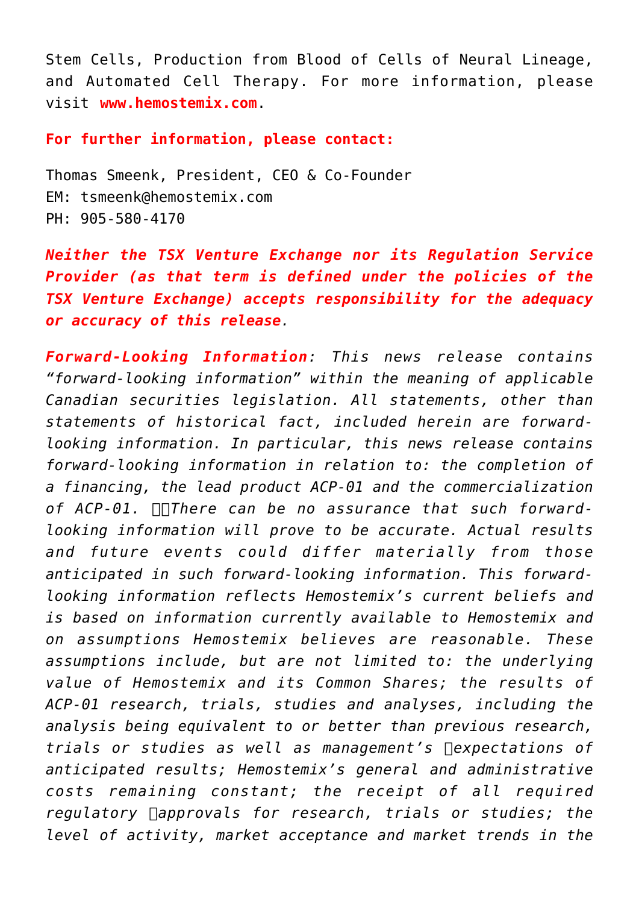Stem Cells, Production from Blood of Cells of Neural Lineage, and Automated Cell Therapy. For more information, please visit **www.hemostemix.com**.

**For further information, please contact:**

Thomas Smeenk, President, CEO & Co-Founder
EM: tsmeenk@hemostemix.com
PH: 905-580-4170

***Neither the TSX Venture Exchange nor its Regulation Service Provider (as that term is defined under the policies of the TSX Venture Exchange) accepts responsibility for the adequacy or accuracy of this release.***

***Forward-Looking Information**: This news release contains "forward-looking information" within the meaning of applicable Canadian securities legislation. All statements, other than statements of historical fact, included herein are forward-looking information. In particular, this news release contains forward-looking information in relation to: the completion of a financing, the lead product ACP-01 and the commercialization of ACP-01. There can be no assurance that such forward-looking information will prove to be accurate. Actual results and future events could differ materially from those anticipated in such forward-looking information. This forward-looking information reflects Hemostemix's current beliefs and is based on information currently available to Hemostemix and on assumptions Hemostemix believes are reasonable. These assumptions include, but are not limited to: the underlying value of Hemostemix and its Common Shares; the results of ACP-01 research, trials, studies and analyses, including the analysis being equivalent to or better than previous research, trials or studies as well as management's expectations of anticipated results; Hemostemix's general and administrative costs remaining constant; the receipt of all required regulatory approvals for research, trials or studies; the level of activity, market acceptance and market trends in the*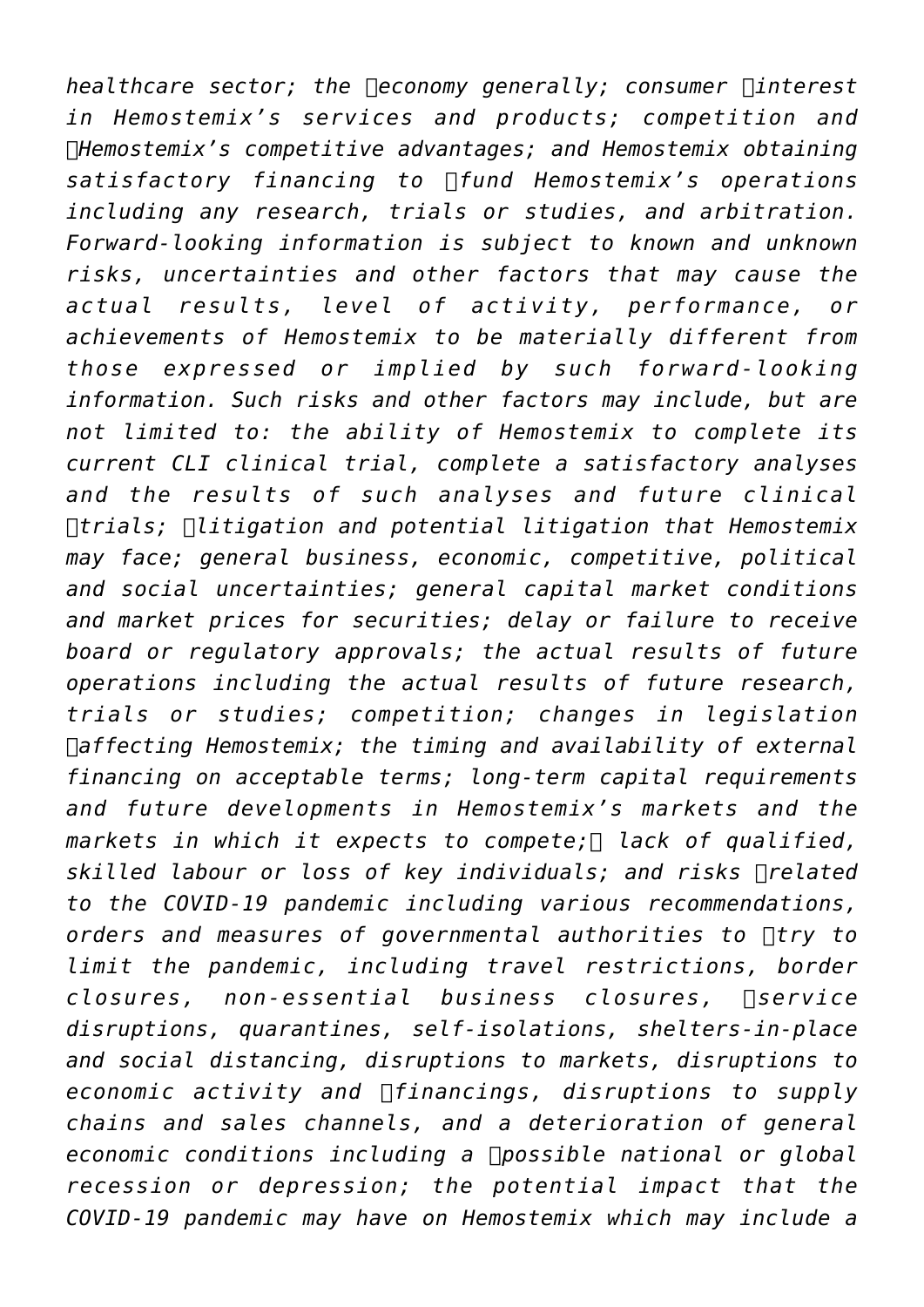*healthcare sector; the economy generally; consumer interest in Hemostemix's services and products; competition and Hemostemix's competitive advantages; and Hemostemix obtaining satisfactory financing to fund Hemostemix's operations including any research, trials or studies, and arbitration. Forward-looking information is subject to known and unknown risks, uncertainties and other factors that may cause the actual results, level of activity, performance, or achievements of Hemostemix to be materially different from those expressed or implied by such forward-looking information. Such risks and other factors may include, but are not limited to: the ability of Hemostemix to complete its current CLI clinical trial, complete a satisfactory analyses and the results of such analyses and future clinical trials; litigation and potential litigation that Hemostemix may face; general business, economic, competitive, political and social uncertainties; general capital market conditions and market prices for securities; delay or failure to receive board or regulatory approvals; the actual results of future operations including the actual results of future research, trials or studies; competition; changes in legislation affecting Hemostemix; the timing and availability of external financing on acceptable terms; long-term capital requirements and future developments in Hemostemix's markets and the markets in which it expects to compete; lack of qualified, skilled labour or loss of key individuals; and risks related to the COVID-19 pandemic including various recommendations, orders and measures of governmental authorities to try to limit the pandemic, including travel restrictions, border closures, non-essential business closures, service disruptions, quarantines, self-isolations, shelters-in-place and social distancing, disruptions to markets, disruptions to economic activity and financings, disruptions to supply chains and sales channels, and a deterioration of general economic conditions including a possible national or global recession or depression; the potential impact that the COVID-19 pandemic may have on Hemostemix which may include a*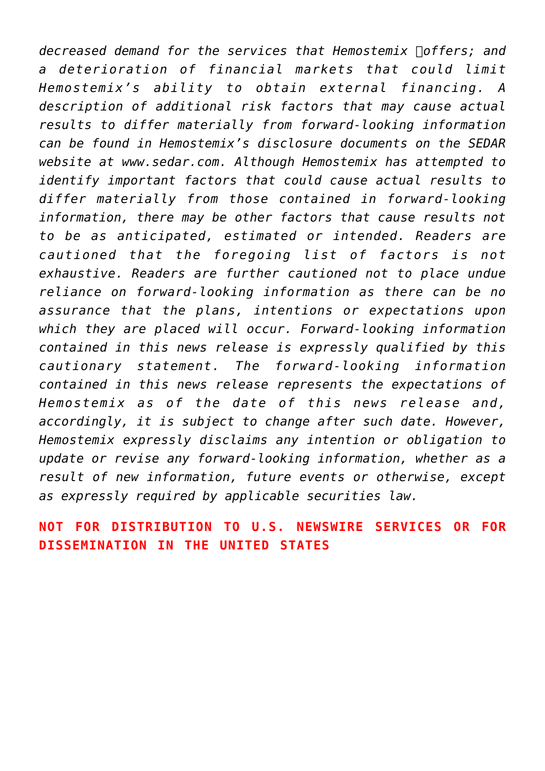*decreased demand for the services that Hemostemix offers; and a deterioration of financial markets that could limit Hemostemix's ability to obtain external financing. A description of additional risk factors that may cause actual results to differ materially from forward-looking information can be found in Hemostemix's disclosure documents on the SEDAR website at www.sedar.com. Although Hemostemix has attempted to identify important factors that could cause actual results to differ materially from those contained in forward-looking information, there may be other factors that cause results not to be as anticipated, estimated or intended. Readers are cautioned that the foregoing list of factors is not exhaustive. Readers are further cautioned not to place undue reliance on forward-looking information as there can be no assurance that the plans, intentions or expectations upon which they are placed will occur. Forward-looking information contained in this news release is expressly qualified by this cautionary statement. The forward-looking information contained in this news release represents the expectations of Hemostemix as of the date of this news release and, accordingly, it is subject to change after such date. However, Hemostemix expressly disclaims any intention or obligation to update or revise any forward-looking information, whether as a result of new information, future events or otherwise, except as expressly required by applicable securities law.*

**NOT FOR DISTRIBUTION TO U.S. NEWSWIRE SERVICES OR FOR DISSEMINATION IN THE UNITED STATES**